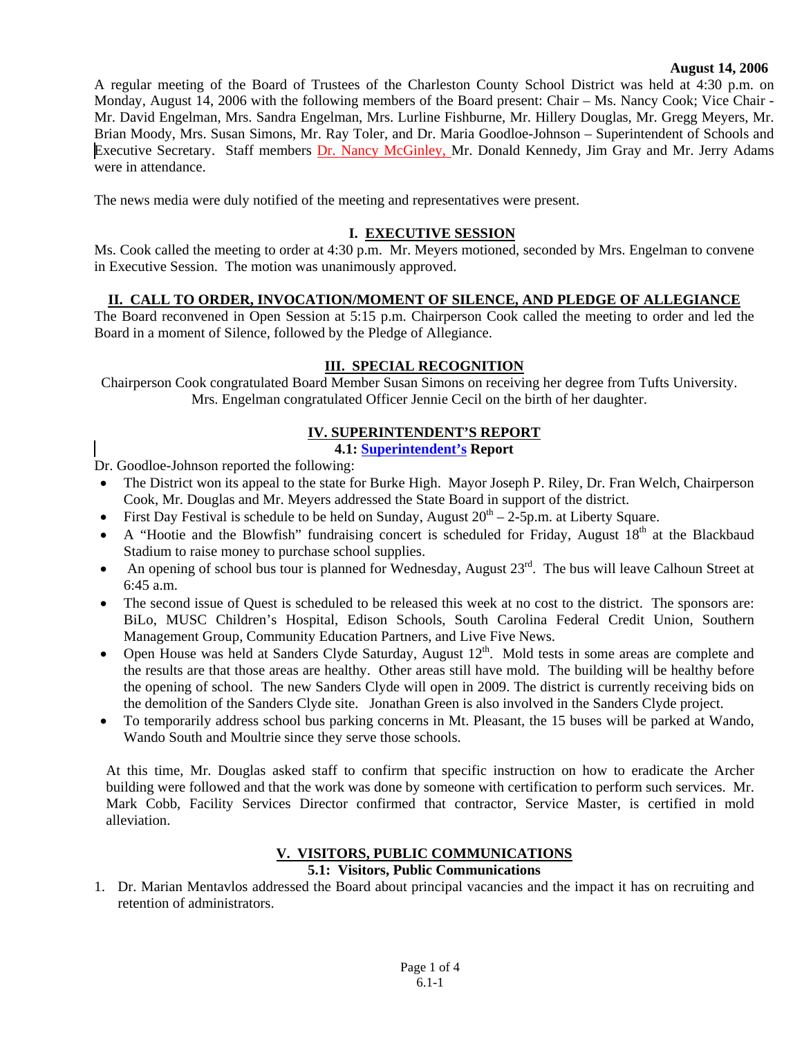**August 14, 2006**

A regular meeting of the Board of Trustees of the Charleston County School District was held at 4:30 p.m. on Monday, August 14, 2006 with the following members of the Board present: Chair – Ms. Nancy Cook; Vice Chair - Mr. David Engelman, Mrs. Sandra Engelman, Mrs. Lurline Fishburne, Mr. Hillery Douglas, Mr. Gregg Meyers, Mr. Brian Moody, Mrs. Susan Simons, Mr. Ray Toler, and Dr. Maria Goodloe-Johnson – Superintendent of Schools and Executive Secretary. Staff members Dr. Nancy McGinley, Mr. Donald Kennedy, Jim Gray and Mr. Jerry Adams were in attendance.

The news media were duly notified of the meeting and representatives were present.

## I. EXECUTIVE SESSION

Ms. Cook called the meeting to order at 4:30 p.m. Mr. Meyers motioned, seconded by Mrs. Engelman to convene in Executive Session. The motion was unanimously approved.

## II. CALL TO ORDER, INVOCATION/MOMENT OF SILENCE, AND PLEDGE OF ALLEGIANCE

The Board reconvened in Open Session at 5:15 p.m. Chairperson Cook called the meeting to order and led the Board in a moment of Silence, followed by the Pledge of Allegiance.

## III. SPECIAL RECOGNITION

Chairperson Cook congratulated Board Member Susan Simons on receiving her degree from Tufts University. Mrs. Engelman congratulated Officer Jennie Cecil on the birth of her daughter.

## IV. SUPERINTENDENT'S REPORT

### 4.1: Superintendent's Report

Dr. Goodloe-Johnson reported the following:

- The District won its appeal to the state for Burke High. Mayor Joseph P. Riley, Dr. Fran Welch, Chairperson Cook, Mr. Douglas and Mr. Meyers addressed the State Board in support of the district.
- First Day Festival is schedule to be held on Sunday, August 20th – 2-5p.m. at Liberty Square.
- A "Hootie and the Blowfish" fundraising concert is scheduled for Friday, August 18th at the Blackbaud Stadium to raise money to purchase school supplies.
- An opening of school bus tour is planned for Wednesday, August 23rd. The bus will leave Calhoun Street at 6:45 a.m.
- The second issue of Quest is scheduled to be released this week at no cost to the district. The sponsors are: BiLo, MUSC Children's Hospital, Edison Schools, South Carolina Federal Credit Union, Southern Management Group, Community Education Partners, and Live Five News.
- Open House was held at Sanders Clyde Saturday, August 12th. Mold tests in some areas are complete and the results are that those areas are healthy. Other areas still have mold. The building will be healthy before the opening of school. The new Sanders Clyde will open in 2009. The district is currently receiving bids on the demolition of the Sanders Clyde site. Jonathan Green is also involved in the Sanders Clyde project.
- To temporarily address school bus parking concerns in Mt. Pleasant, the 15 buses will be parked at Wando, Wando South and Moultrie since they serve those schools.

At this time, Mr. Douglas asked staff to confirm that specific instruction on how to eradicate the Archer building were followed and that the work was done by someone with certification to perform such services. Mr. Mark Cobb, Facility Services Director confirmed that contractor, Service Master, is certified in mold alleviation.

## V. VISITORS, PUBLIC COMMUNICATIONS

### 5.1: Visitors, Public Communications

1. Dr. Marian Mentavlos addressed the Board about principal vacancies and the impact it has on recruiting and retention of administrators.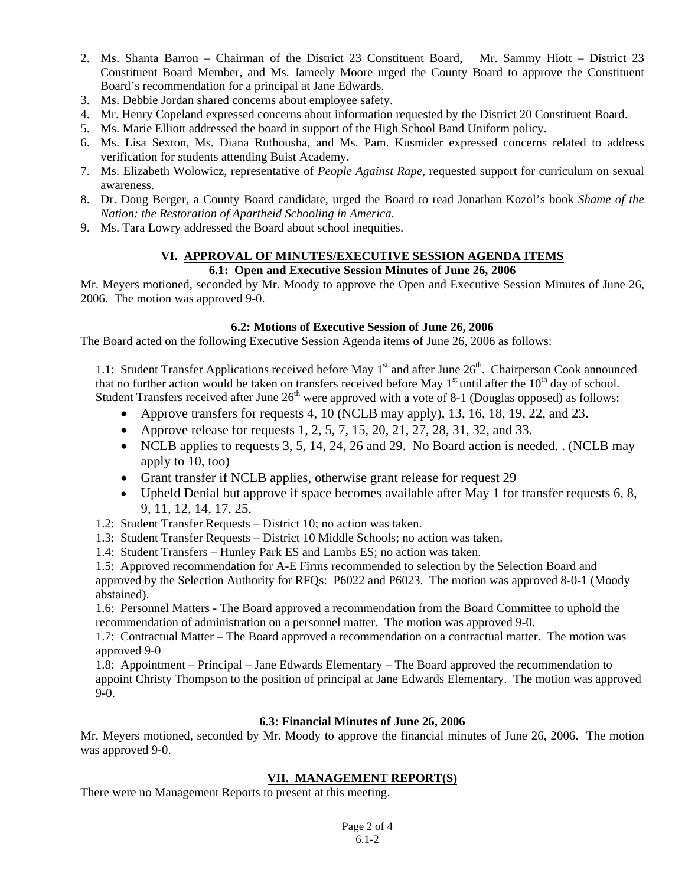2. Ms. Shanta Barron – Chairman of the District 23 Constituent Board, Mr. Sammy Hiott – District 23 Constituent Board Member, and Ms. Jameely Moore urged the County Board to approve the Constituent Board's recommendation for a principal at Jane Edwards.
3. Ms. Debbie Jordan shared concerns about employee safety.
4. Mr. Henry Copeland expressed concerns about information requested by the District 20 Constituent Board.
5. Ms. Marie Elliott addressed the board in support of the High School Band Uniform policy.
6. Ms. Lisa Sexton, Ms. Diana Ruthousha, and Ms. Pam. Kusmider expressed concerns related to address verification for students attending Buist Academy.
7. Ms. Elizabeth Wolowicz, representative of *People Against Rape*, requested support for curriculum on sexual awareness.
8. Dr. Doug Berger, a County Board candidate, urged the Board to read Jonathan Kozol's book *Shame of the Nation: the Restoration of Apartheid Schooling in America*.
9. Ms. Tara Lowry addressed the Board about school inequities.

## VI. APPROVAL OF MINUTES/EXECUTIVE SESSION AGENDA ITEMS

### 6.1: Open and Executive Session Minutes of June 26, 2006

Mr. Meyers motioned, seconded by Mr. Moody to approve the Open and Executive Session Minutes of June 26, 2006. The motion was approved 9-0.

### 6.2: Motions of Executive Session of June 26, 2006

The Board acted on the following Executive Session Agenda items of June 26, 2006 as follows:

1.1: Student Transfer Applications received before May 1st and after June 26th. Chairperson Cook announced that no further action would be taken on transfers received before May 1st until after the 10th day of school. Student Transfers received after June 26th were approved with a vote of 8-1 (Douglas opposed) as follows:

- Approve transfers for requests 4, 10 (NCLB may apply), 13, 16, 18, 19, 22, and 23.
- Approve release for requests 1, 2, 5, 7, 15, 20, 21, 27, 28, 31, 32, and 33.
- NCLB applies to requests 3, 5, 14, 24, 26 and 29. No Board action is needed. . (NCLB may apply to 10, too)
- Grant transfer if NCLB applies, otherwise grant release for request 29
- Upheld Denial but approve if space becomes available after May 1 for transfer requests 6, 8, 9, 11, 12, 14, 17, 25,

1.2: Student Transfer Requests – District 10; no action was taken.

1.3: Student Transfer Requests – District 10 Middle Schools; no action was taken.

1.4: Student Transfers – Hunley Park ES and Lambs ES; no action was taken.

1.5: Approved recommendation for A-E Firms recommended to selection by the Selection Board and approved by the Selection Authority for RFQs: P6022 and P6023. The motion was approved 8-0-1 (Moody abstained).

1.6: Personnel Matters - The Board approved a recommendation from the Board Committee to uphold the recommendation of administration on a personnel matter. The motion was approved 9-0.

1.7: Contractual Matter – The Board approved a recommendation on a contractual matter. The motion was approved 9-0

1.8: Appointment – Principal – Jane Edwards Elementary – The Board approved the recommendation to appoint Christy Thompson to the position of principal at Jane Edwards Elementary. The motion was approved 9-0.

### 6.3: Financial Minutes of June 26, 2006

Mr. Meyers motioned, seconded by Mr. Moody to approve the financial minutes of June 26, 2006. The motion was approved 9-0.

## VII. MANAGEMENT REPORT(S)

There were no Management Reports to present at this meeting.

6.1-2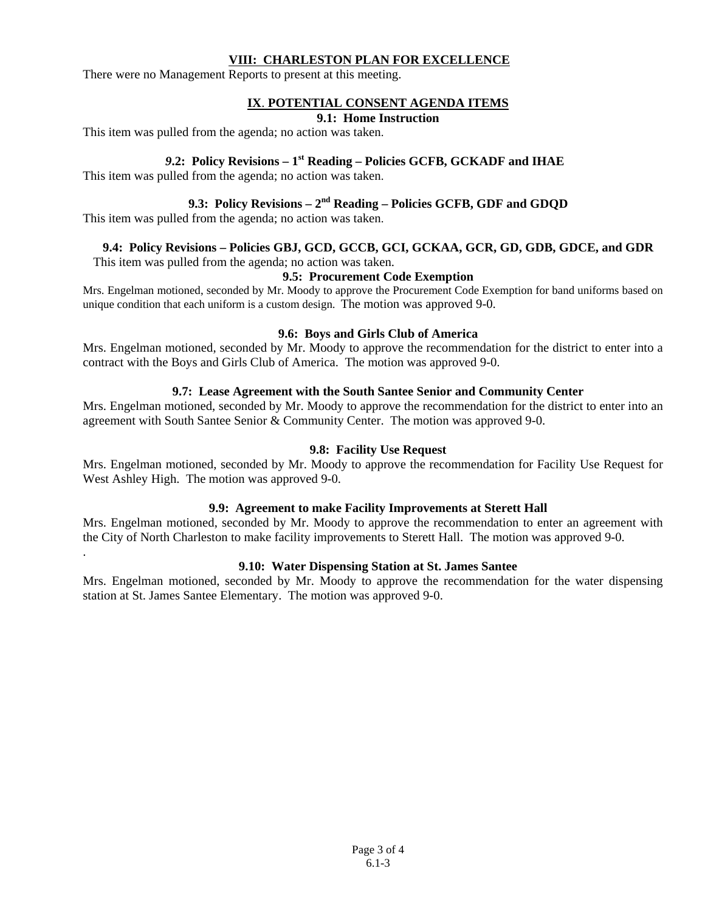## VIII: CHARLESTON PLAN FOR EXCELLENCE

There were no Management Reports to present at this meeting.

## IX. POTENTIAL CONSENT AGENDA ITEMS

### 9.1: Home Instruction

This item was pulled from the agenda; no action was taken.

### 9.2: Policy Revisions – 1st Reading – Policies GCFB, GCKADF and IHAE

This item was pulled from the agenda; no action was taken.

### 9.3: Policy Revisions – 2nd Reading – Policies GCFB, GDF and GDQD

This item was pulled from the agenda; no action was taken.

### 9.4: Policy Revisions – Policies GBJ, GCD, GCCB, GCI, GCKAA, GCR, GD, GDB, GDCE, and GDR

This item was pulled from the agenda; no action was taken.

### 9.5: Procurement Code Exemption

Mrs. Engelman motioned, seconded by Mr. Moody to approve the Procurement Code Exemption for band uniforms based on unique condition that each uniform is a custom design. The motion was approved 9-0.

### 9.6: Boys and Girls Club of America

Mrs. Engelman motioned, seconded by Mr. Moody to approve the recommendation for the district to enter into a contract with the Boys and Girls Club of America. The motion was approved 9-0.

### 9.7: Lease Agreement with the South Santee Senior and Community Center

Mrs. Engelman motioned, seconded by Mr. Moody to approve the recommendation for the district to enter into an agreement with South Santee Senior & Community Center. The motion was approved 9-0.

### 9.8: Facility Use Request

Mrs. Engelman motioned, seconded by Mr. Moody to approve the recommendation for Facility Use Request for West Ashley High. The motion was approved 9-0.

### 9.9: Agreement to make Facility Improvements at Sterett Hall

Mrs. Engelman motioned, seconded by Mr. Moody to approve the recommendation to enter an agreement with the City of North Charleston to make facility improvements to Sterett Hall. The motion was approved 9-0.

### 9.10: Water Dispensing Station at St. James Santee

Mrs. Engelman motioned, seconded by Mr. Moody to approve the recommendation for the water dispensing station at St. James Santee Elementary. The motion was approved 9-0.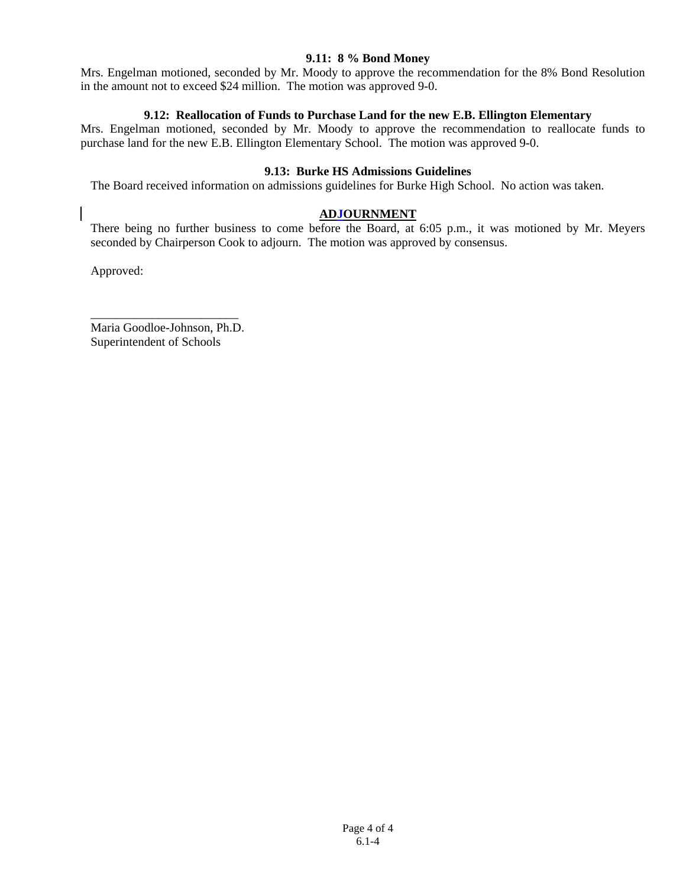**9.11: 8 % Bond Money**

Mrs. Engelman motioned, seconded by Mr. Moody to approve the recommendation for the 8% Bond Resolution in the amount not to exceed $24 million. The motion was approved 9-0.

**9.12: Reallocation of Funds to Purchase Land for the new E.B. Ellington Elementary**

Mrs. Engelman motioned, seconded by Mr. Moody to approve the recommendation to reallocate funds to purchase land for the new E.B. Ellington Elementary School. The motion was approved 9-0.

**9.13: Burke HS Admissions Guidelines**

The Board received information on admissions guidelines for Burke High School. No action was taken.

**ADJOURNMENT**

There being no further business to come before the Board, at 6:05 p.m., it was motioned by Mr. Meyers seconded by Chairperson Cook to adjourn. The motion was approved by consensus.

Approved:

________________________

Maria Goodloe-Johnson, Ph.D.
Superintendent of Schools

6.1-4